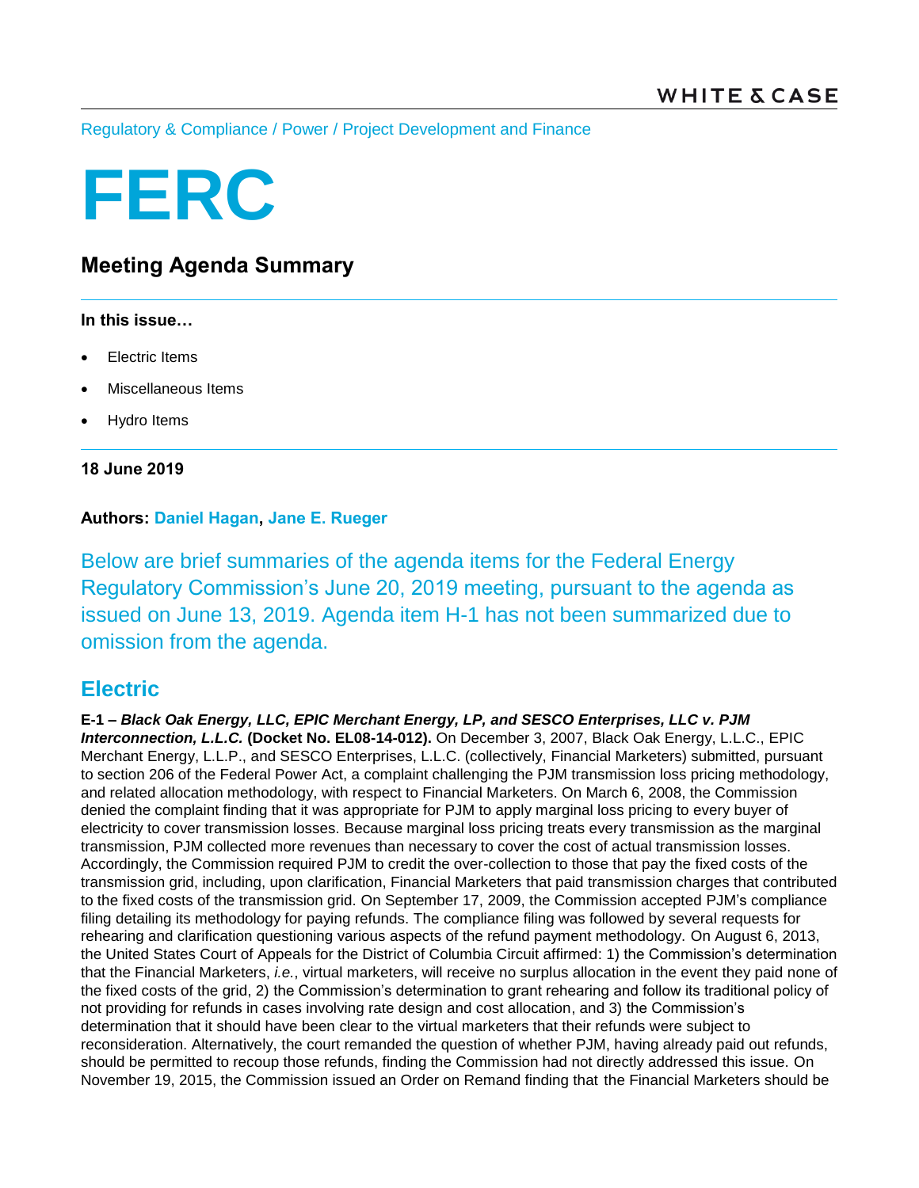WHITE & CASE

Regulatory & Compliance / Power / Project Development and Finance

# FERC

## Meeting Agenda Summary

**In this issue…**

- Electric Items
- Miscellaneous Items
- Hydro Items

**18 June 2019**

**Authors: Daniel Hagan, Jane E. Rueger**

Below are brief summaries of the agenda items for the Federal Energy Regulatory Commission's June 20, 2019 meeting, pursuant to the agenda as issued on June 13, 2019. Agenda item H-1 has not been summarized due to omission from the agenda.

## Electric

**E-1 – *Black Oak Energy, LLC, EPIC Merchant Energy, LP, and SESCO Enterprises, LLC v. PJM Interconnection, L.L.C.* (Docket No. EL08-14-012).** On December 3, 2007, Black Oak Energy, L.L.C., EPIC Merchant Energy, L.L.P., and SESCO Enterprises, L.L.C. (collectively, Financial Marketers) submitted, pursuant to section 206 of the Federal Power Act, a complaint challenging the PJM transmission loss pricing methodology, and related allocation methodology, with respect to Financial Marketers. On March 6, 2008, the Commission denied the complaint finding that it was appropriate for PJM to apply marginal loss pricing to every buyer of electricity to cover transmission losses. Because marginal loss pricing treats every transmission as the marginal transmission, PJM collected more revenues than necessary to cover the cost of actual transmission losses. Accordingly, the Commission required PJM to credit the over-collection to those that pay the fixed costs of the transmission grid, including, upon clarification, Financial Marketers that paid transmission charges that contributed to the fixed costs of the transmission grid. On September 17, 2009, the Commission accepted PJM's compliance filing detailing its methodology for paying refunds. The compliance filing was followed by several requests for rehearing and clarification questioning various aspects of the refund payment methodology. On August 6, 2013, the United States Court of Appeals for the District of Columbia Circuit affirmed: 1) the Commission's determination that the Financial Marketers, *i.e.*, virtual marketers, will receive no surplus allocation in the event they paid none of the fixed costs of the grid, 2) the Commission's determination to grant rehearing and follow its traditional policy of not providing for refunds in cases involving rate design and cost allocation, and 3) the Commission's determination that it should have been clear to the virtual marketers that their refunds were subject to reconsideration. Alternatively, the court remanded the question of whether PJM, having already paid out refunds, should be permitted to recoup those refunds, finding the Commission had not directly addressed this issue. On November 19, 2015, the Commission issued an Order on Remand finding that the Financial Marketers should be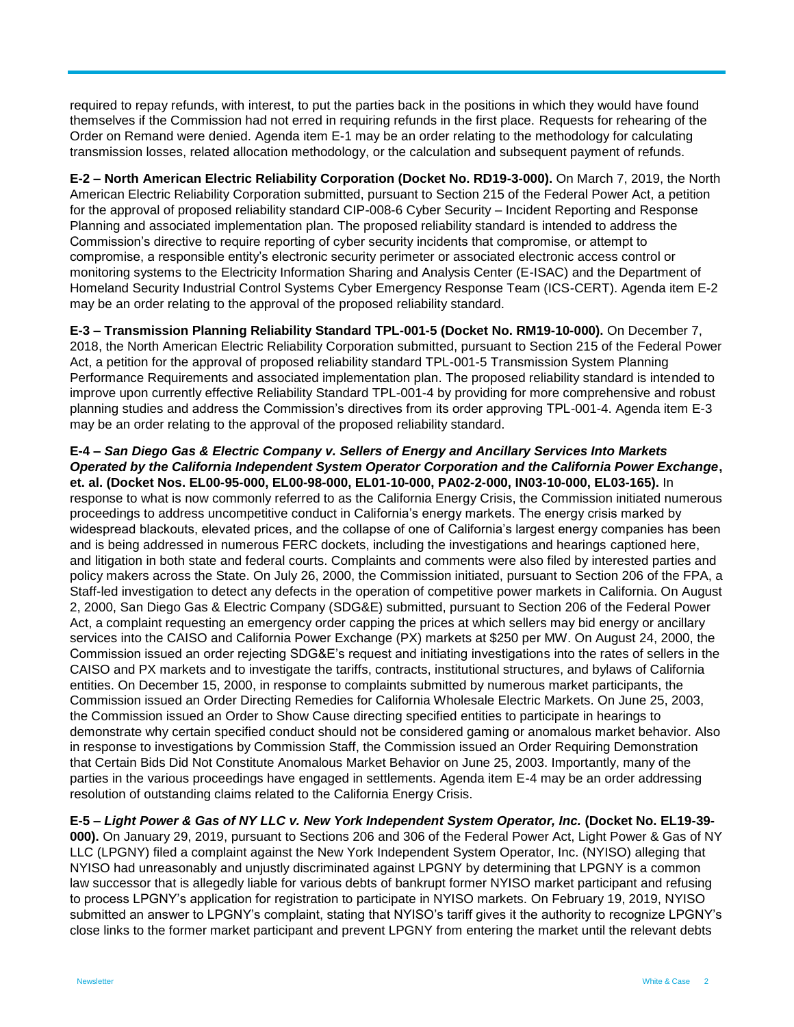required to repay refunds, with interest, to put the parties back in the positions in which they would have found themselves if the Commission had not erred in requiring refunds in the first place. Requests for rehearing of the Order on Remand were denied. Agenda item E-1 may be an order relating to the methodology for calculating transmission losses, related allocation methodology, or the calculation and subsequent payment of refunds.

**E-2 – North American Electric Reliability Corporation (Docket No. RD19-3-000).** On March 7, 2019, the North American Electric Reliability Corporation submitted, pursuant to Section 215 of the Federal Power Act, a petition for the approval of proposed reliability standard CIP-008-6 Cyber Security – Incident Reporting and Response Planning and associated implementation plan. The proposed reliability standard is intended to address the Commission's directive to require reporting of cyber security incidents that compromise, or attempt to compromise, a responsible entity's electronic security perimeter or associated electronic access control or monitoring systems to the Electricity Information Sharing and Analysis Center (E-ISAC) and the Department of Homeland Security Industrial Control Systems Cyber Emergency Response Team (ICS-CERT). Agenda item E-2 may be an order relating to the approval of the proposed reliability standard.

**E-3 – Transmission Planning Reliability Standard TPL-001-5 (Docket No. RM19-10-000).** On December 7, 2018, the North American Electric Reliability Corporation submitted, pursuant to Section 215 of the Federal Power Act, a petition for the approval of proposed reliability standard TPL-001-5 Transmission System Planning Performance Requirements and associated implementation plan. The proposed reliability standard is intended to improve upon currently effective Reliability Standard TPL-001-4 by providing for more comprehensive and robust planning studies and address the Commission's directives from its order approving TPL-001-4. Agenda item E-3 may be an order relating to the approval of the proposed reliability standard.

**E-4 – *San Diego Gas & Electric Company v. Sellers of Energy and Ancillary Services Into Markets Operated by the California Independent System Operator Corporation and the California Power Exchange*, et. al. (Docket Nos. EL00-95-000, EL00-98-000, EL01-10-000, PA02-2-000, IN03-10-000, EL03-165).** In response to what is now commonly referred to as the California Energy Crisis, the Commission initiated numerous proceedings to address uncompetitive conduct in California's energy markets. The energy crisis marked by widespread blackouts, elevated prices, and the collapse of one of California's largest energy companies has been and is being addressed in numerous FERC dockets, including the investigations and hearings captioned here, and litigation in both state and federal courts. Complaints and comments were also filed by interested parties and policy makers across the State. On July 26, 2000, the Commission initiated, pursuant to Section 206 of the FPA, a Staff-led investigation to detect any defects in the operation of competitive power markets in California. On August 2, 2000, San Diego Gas & Electric Company (SDG&E) submitted, pursuant to Section 206 of the Federal Power Act, a complaint requesting an emergency order capping the prices at which sellers may bid energy or ancillary services into the CAISO and California Power Exchange (PX) markets at $250 per MW. On August 24, 2000, the Commission issued an order rejecting SDG&E's request and initiating investigations into the rates of sellers in the CAISO and PX markets and to investigate the tariffs, contracts, institutional structures, and bylaws of California entities. On December 15, 2000, in response to complaints submitted by numerous market participants, the Commission issued an Order Directing Remedies for California Wholesale Electric Markets. On June 25, 2003, the Commission issued an Order to Show Cause directing specified entities to participate in hearings to demonstrate why certain specified conduct should not be considered gaming or anomalous market behavior. Also in response to investigations by Commission Staff, the Commission issued an Order Requiring Demonstration that Certain Bids Did Not Constitute Anomalous Market Behavior on June 25, 2003. Importantly, many of the parties in the various proceedings have engaged in settlements. Agenda item E-4 may be an order addressing resolution of outstanding claims related to the California Energy Crisis.

**E-5 – *Light Power & Gas of NY LLC v. New York Independent System Operator, Inc.* (Docket No. EL19-39-000).** On January 29, 2019, pursuant to Sections 206 and 306 of the Federal Power Act, Light Power & Gas of NY LLC (LPGNY) filed a complaint against the New York Independent System Operator, Inc. (NYISO) alleging that NYISO had unreasonably and unjustly discriminated against LPGNY by determining that LPGNY is a common law successor that is allegedly liable for various debts of bankrupt former NYISO market participant and refusing to process LPGNY's application for registration to participate in NYISO markets. On February 19, 2019, NYISO submitted an answer to LPGNY's complaint, stating that NYISO's tariff gives it the authority to recognize LPGNY's close links to the former market participant and prevent LPGNY from entering the market until the relevant debts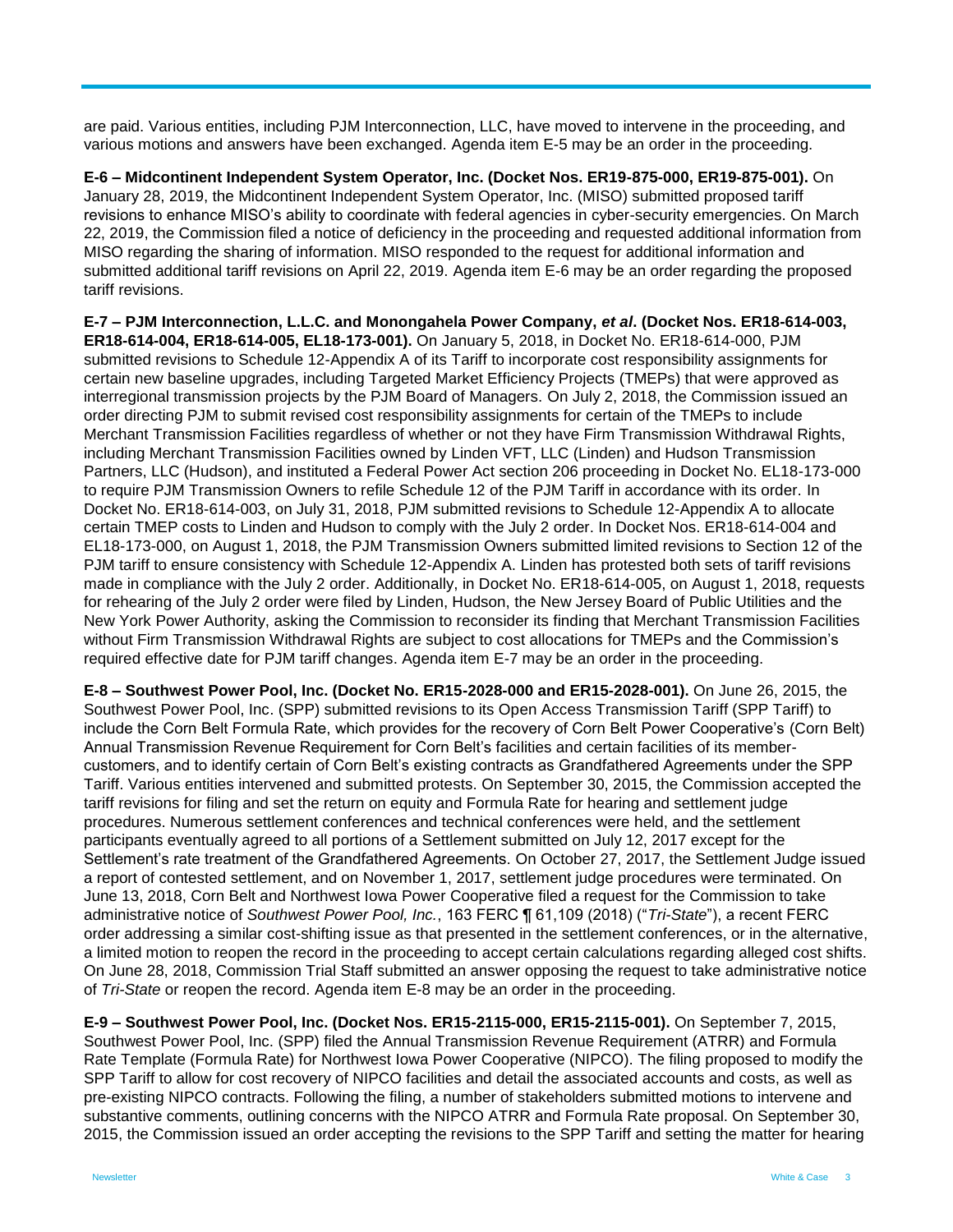are paid. Various entities, including PJM Interconnection, LLC, have moved to intervene in the proceeding, and various motions and answers have been exchanged. Agenda item E-5 may be an order in the proceeding.

**E-6 – Midcontinent Independent System Operator, Inc. (Docket Nos. ER19-875-000, ER19-875-001).** On January 28, 2019, the Midcontinent Independent System Operator, Inc. (MISO) submitted proposed tariff revisions to enhance MISO's ability to coordinate with federal agencies in cyber-security emergencies. On March 22, 2019, the Commission filed a notice of deficiency in the proceeding and requested additional information from MISO regarding the sharing of information. MISO responded to the request for additional information and submitted additional tariff revisions on April 22, 2019. Agenda item E-6 may be an order regarding the proposed tariff revisions.

**E-7 – PJM Interconnection, L.L.C. and Monongahela Power Company, *et al*. (Docket Nos. ER18-614-003, ER18-614-004, ER18-614-005, EL18-173-001).** On January 5, 2018, in Docket No. ER18-614-000, PJM submitted revisions to Schedule 12-Appendix A of its Tariff to incorporate cost responsibility assignments for certain new baseline upgrades, including Targeted Market Efficiency Projects (TMEPs) that were approved as interregional transmission projects by the PJM Board of Managers. On July 2, 2018, the Commission issued an order directing PJM to submit revised cost responsibility assignments for certain of the TMEPs to include Merchant Transmission Facilities regardless of whether or not they have Firm Transmission Withdrawal Rights, including Merchant Transmission Facilities owned by Linden VFT, LLC (Linden) and Hudson Transmission Partners, LLC (Hudson), and instituted a Federal Power Act section 206 proceeding in Docket No. EL18-173-000 to require PJM Transmission Owners to refile Schedule 12 of the PJM Tariff in accordance with its order. In Docket No. ER18-614-003, on July 31, 2018, PJM submitted revisions to Schedule 12-Appendix A to allocate certain TMEP costs to Linden and Hudson to comply with the July 2 order. In Docket Nos. ER18-614-004 and EL18-173-000, on August 1, 2018, the PJM Transmission Owners submitted limited revisions to Section 12 of the PJM tariff to ensure consistency with Schedule 12-Appendix A. Linden has protested both sets of tariff revisions made in compliance with the July 2 order. Additionally, in Docket No. ER18-614-005, on August 1, 2018, requests for rehearing of the July 2 order were filed by Linden, Hudson, the New Jersey Board of Public Utilities and the New York Power Authority, asking the Commission to reconsider its finding that Merchant Transmission Facilities without Firm Transmission Withdrawal Rights are subject to cost allocations for TMEPs and the Commission's required effective date for PJM tariff changes. Agenda item E-7 may be an order in the proceeding.

**E-8 – Southwest Power Pool, Inc. (Docket No. ER15-2028-000 and ER15-2028-001).** On June 26, 2015, the Southwest Power Pool, Inc. (SPP) submitted revisions to its Open Access Transmission Tariff (SPP Tariff) to include the Corn Belt Formula Rate, which provides for the recovery of Corn Belt Power Cooperative's (Corn Belt) Annual Transmission Revenue Requirement for Corn Belt's facilities and certain facilities of its member-customers, and to identify certain of Corn Belt's existing contracts as Grandfathered Agreements under the SPP Tariff. Various entities intervened and submitted protests. On September 30, 2015, the Commission accepted the tariff revisions for filing and set the return on equity and Formula Rate for hearing and settlement judge procedures. Numerous settlement conferences and technical conferences were held, and the settlement participants eventually agreed to all portions of a Settlement submitted on July 12, 2017 except for the Settlement's rate treatment of the Grandfathered Agreements. On October 27, 2017, the Settlement Judge issued a report of contested settlement, and on November 1, 2017, settlement judge procedures were terminated. On June 13, 2018, Corn Belt and Northwest Iowa Power Cooperative filed a request for the Commission to take administrative notice of *Southwest Power Pool, Inc.*, 163 FERC ¶ 61,109 (2018) ("*Tri-State*"), a recent FERC order addressing a similar cost-shifting issue as that presented in the settlement conferences, or in the alternative, a limited motion to reopen the record in the proceeding to accept certain calculations regarding alleged cost shifts. On June 28, 2018, Commission Trial Staff submitted an answer opposing the request to take administrative notice of *Tri-State* or reopen the record. Agenda item E-8 may be an order in the proceeding.

**E-9 – Southwest Power Pool, Inc. (Docket Nos. ER15-2115-000, ER15-2115-001).** On September 7, 2015, Southwest Power Pool, Inc. (SPP) filed the Annual Transmission Revenue Requirement (ATRR) and Formula Rate Template (Formula Rate) for Northwest Iowa Power Cooperative (NIPCO). The filing proposed to modify the SPP Tariff to allow for cost recovery of NIPCO facilities and detail the associated accounts and costs, as well as pre-existing NIPCO contracts. Following the filing, a number of stakeholders submitted motions to intervene and substantive comments, outlining concerns with the NIPCO ATRR and Formula Rate proposal. On September 30, 2015, the Commission issued an order accepting the revisions to the SPP Tariff and setting the matter for hearing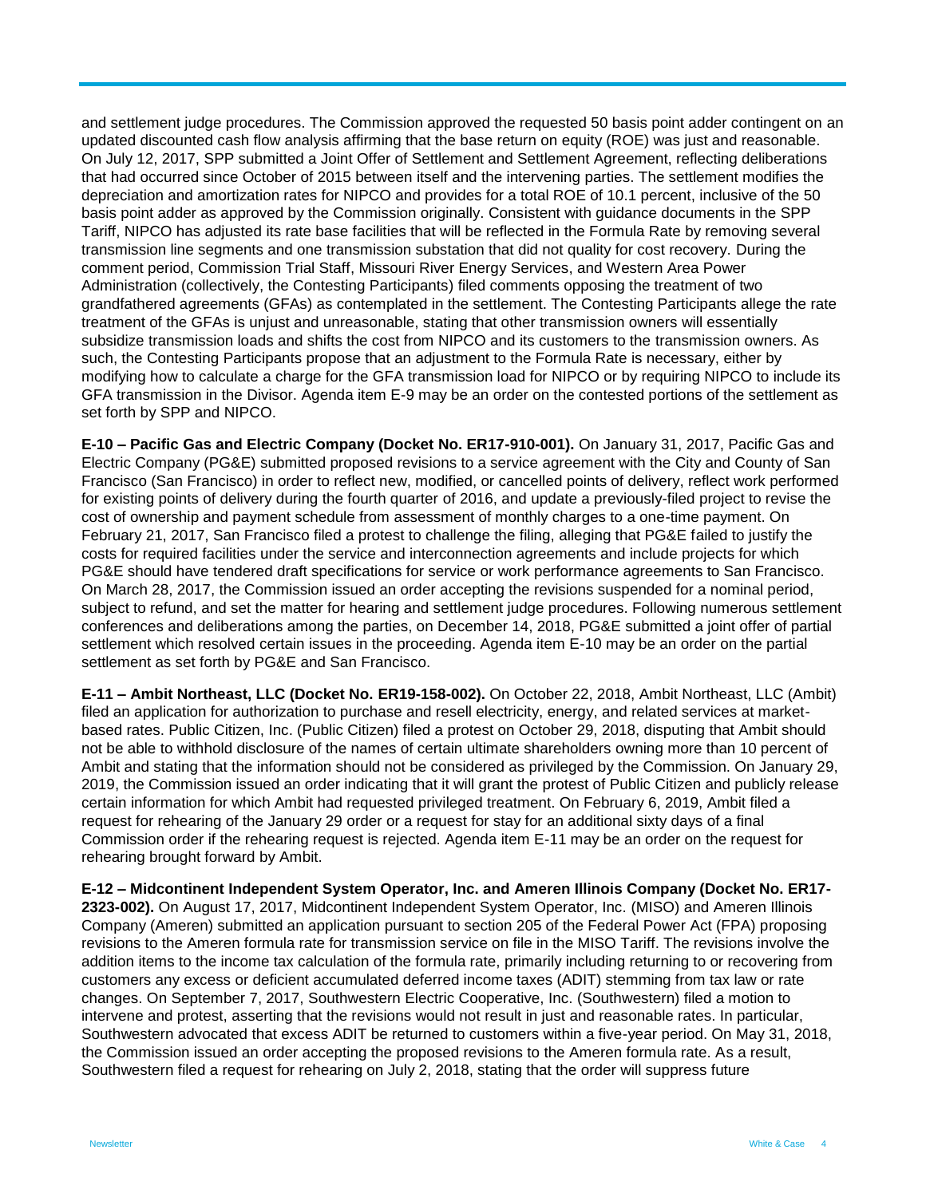and settlement judge procedures. The Commission approved the requested 50 basis point adder contingent on an updated discounted cash flow analysis affirming that the base return on equity (ROE) was just and reasonable. On July 12, 2017, SPP submitted a Joint Offer of Settlement and Settlement Agreement, reflecting deliberations that had occurred since October of 2015 between itself and the intervening parties. The settlement modifies the depreciation and amortization rates for NIPCO and provides for a total ROE of 10.1 percent, inclusive of the 50 basis point adder as approved by the Commission originally. Consistent with guidance documents in the SPP Tariff, NIPCO has adjusted its rate base facilities that will be reflected in the Formula Rate by removing several transmission line segments and one transmission substation that did not quality for cost recovery. During the comment period, Commission Trial Staff, Missouri River Energy Services, and Western Area Power Administration (collectively, the Contesting Participants) filed comments opposing the treatment of two grandfathered agreements (GFAs) as contemplated in the settlement. The Contesting Participants allege the rate treatment of the GFAs is unjust and unreasonable, stating that other transmission owners will essentially subsidize transmission loads and shifts the cost from NIPCO and its customers to the transmission owners. As such, the Contesting Participants propose that an adjustment to the Formula Rate is necessary, either by modifying how to calculate a charge for the GFA transmission load for NIPCO or by requiring NIPCO to include its GFA transmission in the Divisor. Agenda item E-9 may be an order on the contested portions of the settlement as set forth by SPP and NIPCO.

**E-10 – Pacific Gas and Electric Company (Docket No. ER17-910-001).** On January 31, 2017, Pacific Gas and Electric Company (PG&E) submitted proposed revisions to a service agreement with the City and County of San Francisco (San Francisco) in order to reflect new, modified, or cancelled points of delivery, reflect work performed for existing points of delivery during the fourth quarter of 2016, and update a previously-filed project to revise the cost of ownership and payment schedule from assessment of monthly charges to a one-time payment. On February 21, 2017, San Francisco filed a protest to challenge the filing, alleging that PG&E failed to justify the costs for required facilities under the service and interconnection agreements and include projects for which PG&E should have tendered draft specifications for service or work performance agreements to San Francisco. On March 28, 2017, the Commission issued an order accepting the revisions suspended for a nominal period, subject to refund, and set the matter for hearing and settlement judge procedures. Following numerous settlement conferences and deliberations among the parties, on December 14, 2018, PG&E submitted a joint offer of partial settlement which resolved certain issues in the proceeding. Agenda item E-10 may be an order on the partial settlement as set forth by PG&E and San Francisco.

**E-11 – Ambit Northeast, LLC (Docket No. ER19-158-002).** On October 22, 2018, Ambit Northeast, LLC (Ambit) filed an application for authorization to purchase and resell electricity, energy, and related services at market-based rates. Public Citizen, Inc. (Public Citizen) filed a protest on October 29, 2018, disputing that Ambit should not be able to withhold disclosure of the names of certain ultimate shareholders owning more than 10 percent of Ambit and stating that the information should not be considered as privileged by the Commission. On January 29, 2019, the Commission issued an order indicating that it will grant the protest of Public Citizen and publicly release certain information for which Ambit had requested privileged treatment. On February 6, 2019, Ambit filed a request for rehearing of the January 29 order or a request for stay for an additional sixty days of a final Commission order if the rehearing request is rejected. Agenda item E-11 may be an order on the request for rehearing brought forward by Ambit.

**E-12 – Midcontinent Independent System Operator, Inc. and Ameren Illinois Company (Docket No. ER17-2323-002).** On August 17, 2017, Midcontinent Independent System Operator, Inc. (MISO) and Ameren Illinois Company (Ameren) submitted an application pursuant to section 205 of the Federal Power Act (FPA) proposing revisions to the Ameren formula rate for transmission service on file in the MISO Tariff. The revisions involve the addition items to the income tax calculation of the formula rate, primarily including returning to or recovering from customers any excess or deficient accumulated deferred income taxes (ADIT) stemming from tax law or rate changes. On September 7, 2017, Southwestern Electric Cooperative, Inc. (Southwestern) filed a motion to intervene and protest, asserting that the revisions would not result in just and reasonable rates. In particular, Southwestern advocated that excess ADIT be returned to customers within a five-year period. On May 31, 2018, the Commission issued an order accepting the proposed revisions to the Ameren formula rate. As a result, Southwestern filed a request for rehearing on July 2, 2018, stating that the order will suppress future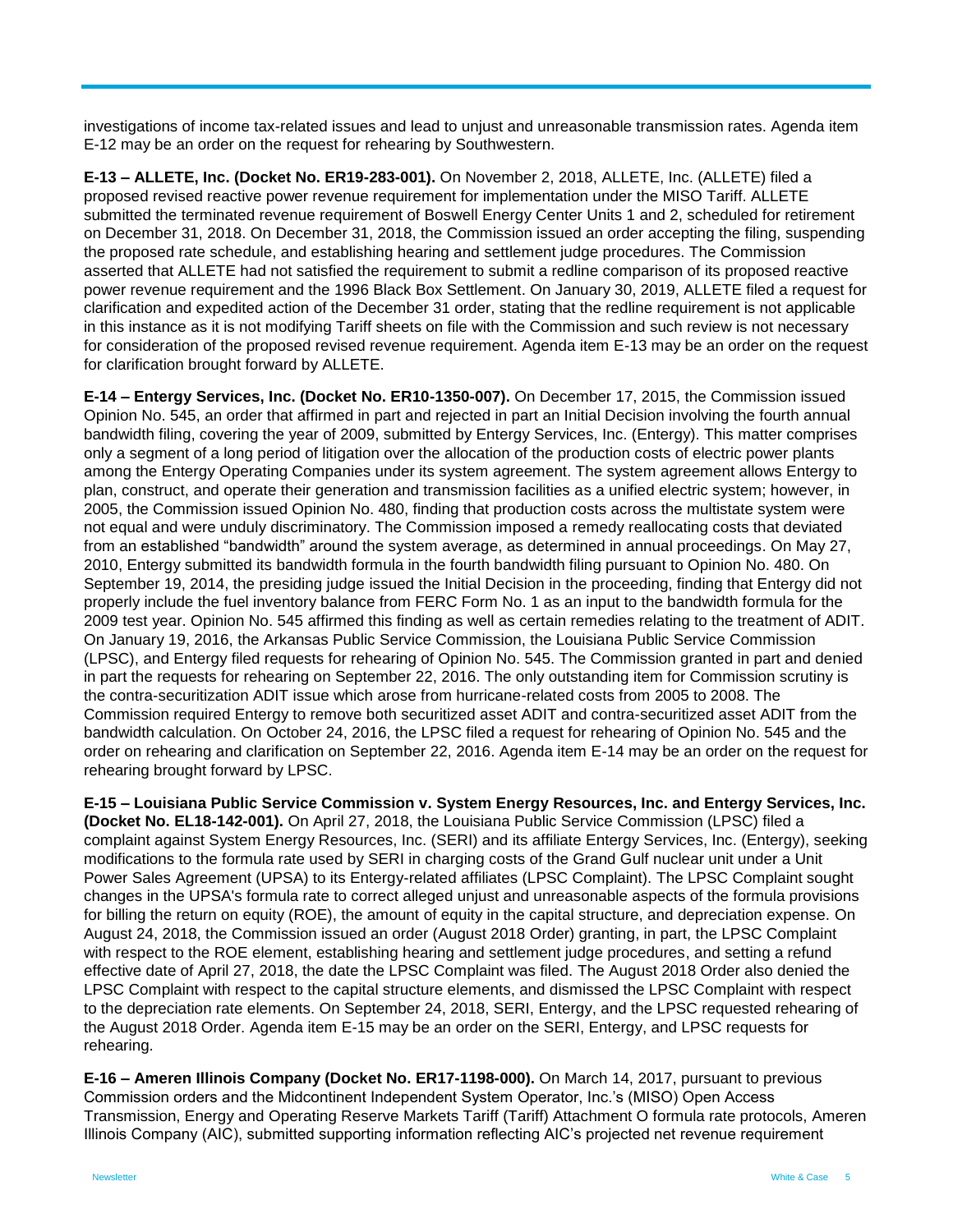investigations of income tax-related issues and lead to unjust and unreasonable transmission rates. Agenda item E-12 may be an order on the request for rehearing by Southwestern.

**E-13 – ALLETE, Inc. (Docket No. ER19-283-001).** On November 2, 2018, ALLETE, Inc. (ALLETE) filed a proposed revised reactive power revenue requirement for implementation under the MISO Tariff. ALLETE submitted the terminated revenue requirement of Boswell Energy Center Units 1 and 2, scheduled for retirement on December 31, 2018. On December 31, 2018, the Commission issued an order accepting the filing, suspending the proposed rate schedule, and establishing hearing and settlement judge procedures. The Commission asserted that ALLETE had not satisfied the requirement to submit a redline comparison of its proposed reactive power revenue requirement and the 1996 Black Box Settlement. On January 30, 2019, ALLETE filed a request for clarification and expedited action of the December 31 order, stating that the redline requirement is not applicable in this instance as it is not modifying Tariff sheets on file with the Commission and such review is not necessary for consideration of the proposed revised revenue requirement. Agenda item E-13 may be an order on the request for clarification brought forward by ALLETE.

**E-14 – Entergy Services, Inc. (Docket No. ER10-1350-007).** On December 17, 2015, the Commission issued Opinion No. 545, an order that affirmed in part and rejected in part an Initial Decision involving the fourth annual bandwidth filing, covering the year of 2009, submitted by Entergy Services, Inc. (Entergy). This matter comprises only a segment of a long period of litigation over the allocation of the production costs of electric power plants among the Entergy Operating Companies under its system agreement. The system agreement allows Entergy to plan, construct, and operate their generation and transmission facilities as a unified electric system; however, in 2005, the Commission issued Opinion No. 480, finding that production costs across the multistate system were not equal and were unduly discriminatory. The Commission imposed a remedy reallocating costs that deviated from an established "bandwidth" around the system average, as determined in annual proceedings. On May 27, 2010, Entergy submitted its bandwidth formula in the fourth bandwidth filing pursuant to Opinion No. 480. On September 19, 2014, the presiding judge issued the Initial Decision in the proceeding, finding that Entergy did not properly include the fuel inventory balance from FERC Form No. 1 as an input to the bandwidth formula for the 2009 test year. Opinion No. 545 affirmed this finding as well as certain remedies relating to the treatment of ADIT. On January 19, 2016, the Arkansas Public Service Commission, the Louisiana Public Service Commission (LPSC), and Entergy filed requests for rehearing of Opinion No. 545. The Commission granted in part and denied in part the requests for rehearing on September 22, 2016. The only outstanding item for Commission scrutiny is the contra-securitization ADIT issue which arose from hurricane-related costs from 2005 to 2008. The Commission required Entergy to remove both securitized asset ADIT and contra-securitized asset ADIT from the bandwidth calculation. On October 24, 2016, the LPSC filed a request for rehearing of Opinion No. 545 and the order on rehearing and clarification on September 22, 2016. Agenda item E-14 may be an order on the request for rehearing brought forward by LPSC.

**E-15 – Louisiana Public Service Commission v. System Energy Resources, Inc. and Entergy Services, Inc. (Docket No. EL18-142-001).** On April 27, 2018, the Louisiana Public Service Commission (LPSC) filed a complaint against System Energy Resources, Inc. (SERI) and its affiliate Entergy Services, Inc. (Entergy), seeking modifications to the formula rate used by SERI in charging costs of the Grand Gulf nuclear unit under a Unit Power Sales Agreement (UPSA) to its Entergy-related affiliates (LPSC Complaint). The LPSC Complaint sought changes in the UPSA's formula rate to correct alleged unjust and unreasonable aspects of the formula provisions for billing the return on equity (ROE), the amount of equity in the capital structure, and depreciation expense. On August 24, 2018, the Commission issued an order (August 2018 Order) granting, in part, the LPSC Complaint with respect to the ROE element, establishing hearing and settlement judge procedures, and setting a refund effective date of April 27, 2018, the date the LPSC Complaint was filed. The August 2018 Order also denied the LPSC Complaint with respect to the capital structure elements, and dismissed the LPSC Complaint with respect to the depreciation rate elements. On September 24, 2018, SERI, Entergy, and the LPSC requested rehearing of the August 2018 Order. Agenda item E-15 may be an order on the SERI, Entergy, and LPSC requests for rehearing.

**E-16 – Ameren Illinois Company (Docket No. ER17-1198-000).** On March 14, 2017, pursuant to previous Commission orders and the Midcontinent Independent System Operator, Inc.'s (MISO) Open Access Transmission, Energy and Operating Reserve Markets Tariff (Tariff) Attachment O formula rate protocols, Ameren Illinois Company (AIC), submitted supporting information reflecting AIC's projected net revenue requirement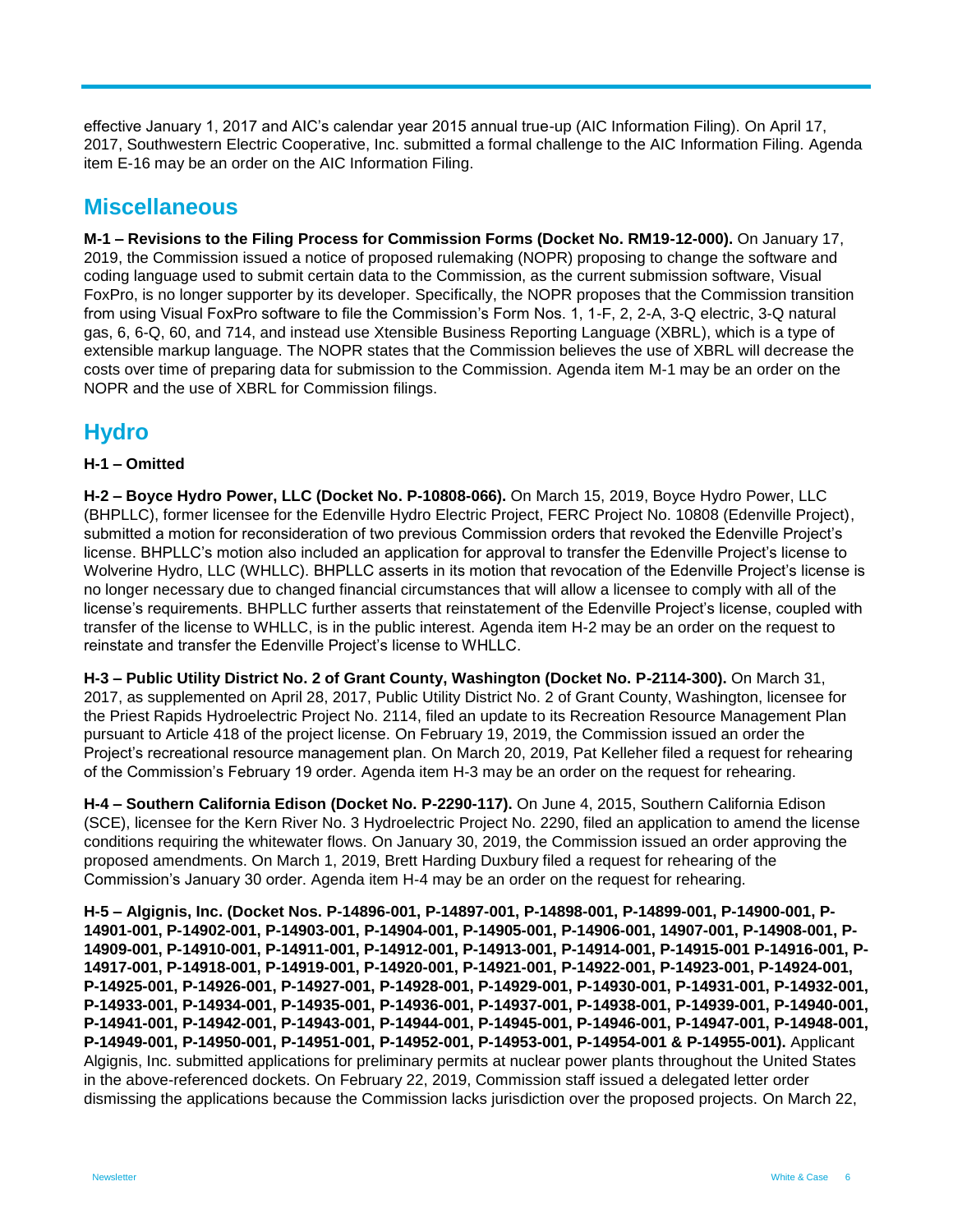effective January 1, 2017 and AIC's calendar year 2015 annual true-up (AIC Information Filing). On April 17, 2017, Southwestern Electric Cooperative, Inc. submitted a formal challenge to the AIC Information Filing. Agenda item E-16 may be an order on the AIC Information Filing.

## Miscellaneous

**M-1 – Revisions to the Filing Process for Commission Forms (Docket No. RM19-12-000).** On January 17, 2019, the Commission issued a notice of proposed rulemaking (NOPR) proposing to change the software and coding language used to submit certain data to the Commission, as the current submission software, Visual FoxPro, is no longer supporter by its developer. Specifically, the NOPR proposes that the Commission transition from using Visual FoxPro software to file the Commission's Form Nos. 1, 1-F, 2, 2-A, 3-Q electric, 3-Q natural gas, 6, 6-Q, 60, and 714, and instead use Xtensible Business Reporting Language (XBRL), which is a type of extensible markup language. The NOPR states that the Commission believes the use of XBRL will decrease the costs over time of preparing data for submission to the Commission. Agenda item M-1 may be an order on the NOPR and the use of XBRL for Commission filings.

## Hydro

**H-1 – Omitted**

**H-2 – Boyce Hydro Power, LLC (Docket No. P-10808-066).** On March 15, 2019, Boyce Hydro Power, LLC (BHPLLC), former licensee for the Edenville Hydro Electric Project, FERC Project No. 10808 (Edenville Project), submitted a motion for reconsideration of two previous Commission orders that revoked the Edenville Project's license. BHPLLC's motion also included an application for approval to transfer the Edenville Project's license to Wolverine Hydro, LLC (WHLLC). BHPLLC asserts in its motion that revocation of the Edenville Project's license is no longer necessary due to changed financial circumstances that will allow a licensee to comply with all of the license's requirements. BHPLLC further asserts that reinstatement of the Edenville Project's license, coupled with transfer of the license to WHLLC, is in the public interest. Agenda item H-2 may be an order on the request to reinstate and transfer the Edenville Project's license to WHLLC.

**H-3 – Public Utility District No. 2 of Grant County, Washington (Docket No. P-2114-300).** On March 31, 2017, as supplemented on April 28, 2017, Public Utility District No. 2 of Grant County, Washington, licensee for the Priest Rapids Hydroelectric Project No. 2114, filed an update to its Recreation Resource Management Plan pursuant to Article 418 of the project license. On February 19, 2019, the Commission issued an order the Project's recreational resource management plan. On March 20, 2019, Pat Kelleher filed a request for rehearing of the Commission's February 19 order. Agenda item H-3 may be an order on the request for rehearing.

**H-4 – Southern California Edison (Docket No. P-2290-117).** On June 4, 2015, Southern California Edison (SCE), licensee for the Kern River No. 3 Hydroelectric Project No. 2290, filed an application to amend the license conditions requiring the whitewater flows. On January 30, 2019, the Commission issued an order approving the proposed amendments. On March 1, 2019, Brett Harding Duxbury filed a request for rehearing of the Commission's January 30 order. Agenda item H-4 may be an order on the request for rehearing.

**H-5 – Algignis, Inc. (Docket Nos. P-14896-001, P-14897-001, P-14898-001, P-14899-001, P-14900-001, P-14901-001, P-14902-001, P-14903-001, P-14904-001, P-14905-001, P-14906-001, 14907-001, P-14908-001, P-14909-001, P-14910-001, P-14911-001, P-14912-001, P-14913-001, P-14914-001, P-14915-001 P-14916-001, P-14917-001, P-14918-001, P-14919-001, P-14920-001, P-14921-001, P-14922-001, P-14923-001, P-14924-001, P-14925-001, P-14926-001, P-14927-001, P-14928-001, P-14929-001, P-14930-001, P-14931-001, P-14932-001, P-14933-001, P-14934-001, P-14935-001, P-14936-001, P-14937-001, P-14938-001, P-14939-001, P-14940-001, P-14941-001, P-14942-001, P-14943-001, P-14944-001, P-14945-001, P-14946-001, P-14947-001, P-14948-001, P-14949-001, P-14950-001, P-14951-001, P-14952-001, P-14953-001, P-14954-001 & P-14955-001).** Applicant Algignis, Inc. submitted applications for preliminary permits at nuclear power plants throughout the United States in the above-referenced dockets. On February 22, 2019, Commission staff issued a delegated letter order dismissing the applications because the Commission lacks jurisdiction over the proposed projects. On March 22,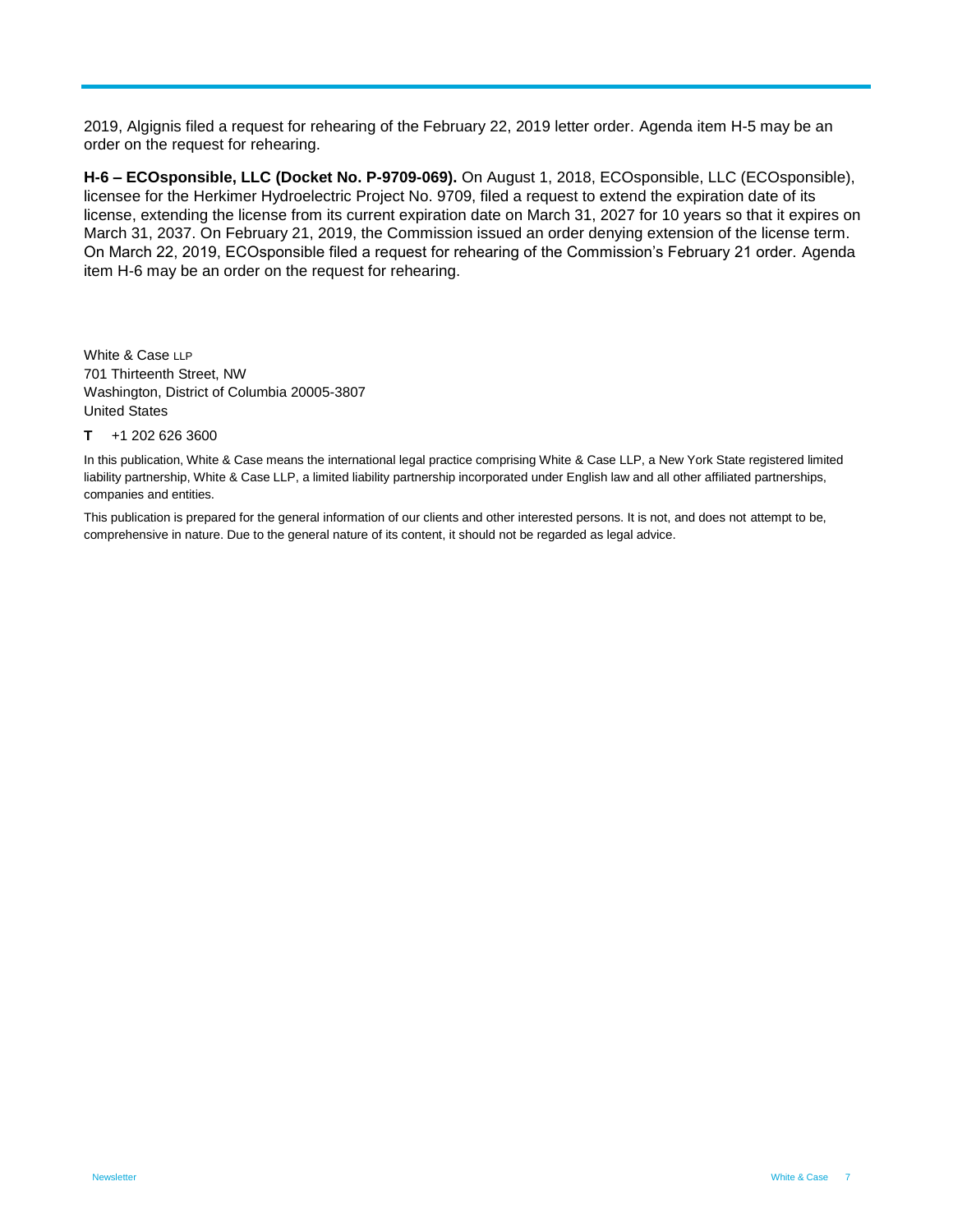2019, Algignis filed a request for rehearing of the February 22, 2019 letter order. Agenda item H-5 may be an order on the request for rehearing.

**H-6 – ECOsponsible, LLC (Docket No. P-9709-069).** On August 1, 2018, ECOsponsible, LLC (ECOsponsible), licensee for the Herkimer Hydroelectric Project No. 9709, filed a request to extend the expiration date of its license, extending the license from its current expiration date on March 31, 2027 for 10 years so that it expires on March 31, 2037. On February 21, 2019, the Commission issued an order denying extension of the license term. On March 22, 2019, ECOsponsible filed a request for rehearing of the Commission's February 21 order. Agenda item H-6 may be an order on the request for rehearing.

White & Case LLP
701 Thirteenth Street, NW
Washington, District of Columbia 20005-3807
United States

**T** +1 202 626 3600

In this publication, White & Case means the international legal practice comprising White & Case LLP, a New York State registered limited liability partnership, White & Case LLP, a limited liability partnership incorporated under English law and all other affiliated partnerships, companies and entities.

This publication is prepared for the general information of our clients and other interested persons. It is not, and does not attempt to be, comprehensive in nature. Due to the general nature of its content, it should not be regarded as legal advice.